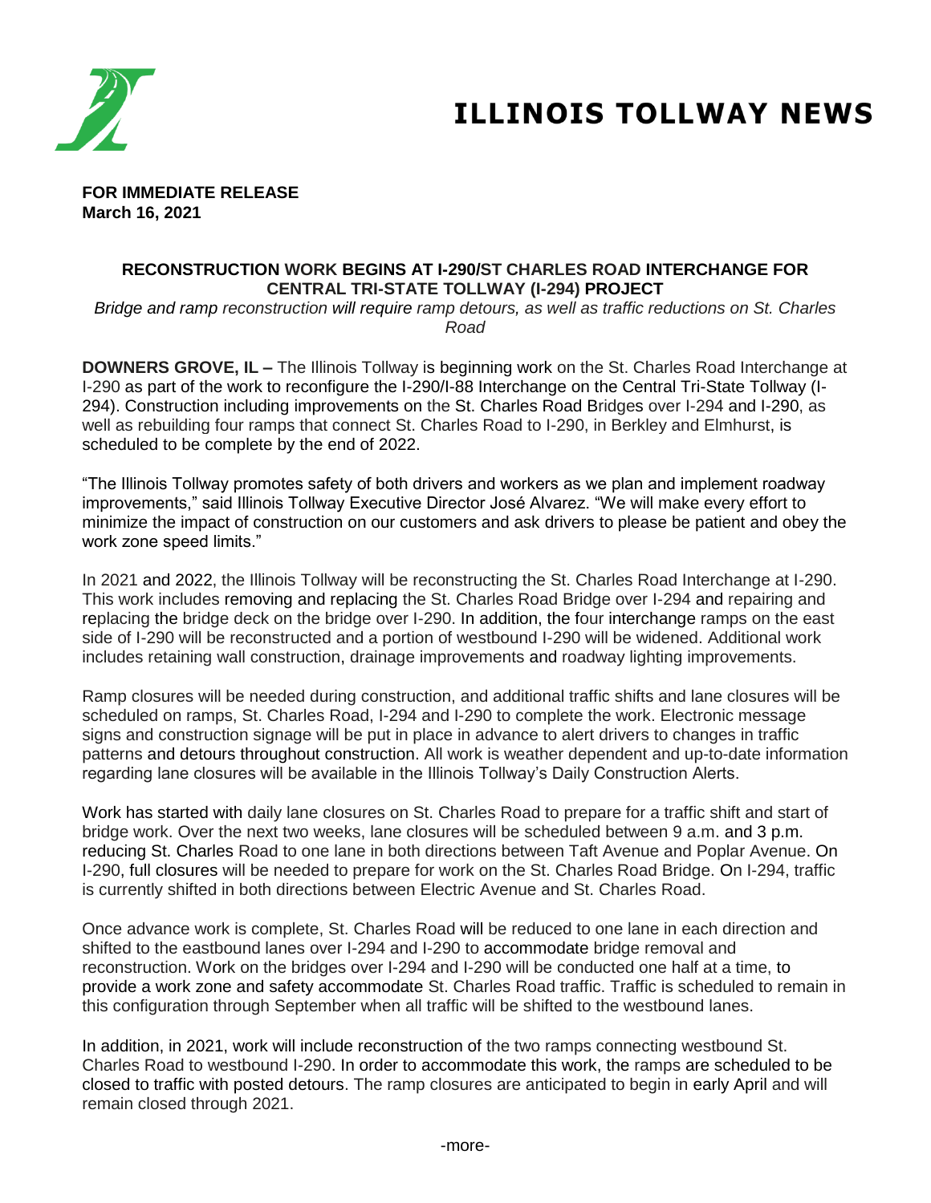# ILLINOIS TOLLWAY NEWS

**FOR IMMEDIATE RELEASE**
**March 16, 2021**

## RECONSTRUCTION WORK BEGINS AT I-290/ST CHARLES ROAD INTERCHANGE FOR CENTRAL TRI-STATE TOLLWAY (I-294) PROJECT

*Bridge and ramp reconstruction will require ramp detours, as well as traffic reductions on St. Charles Road*

**DOWNERS GROVE, IL –** The Illinois Tollway is beginning work on the St. Charles Road Interchange at I-290 as part of the work to reconfigure the I-290/I-88 Interchange on the Central Tri-State Tollway (I-294). Construction including improvements on the St. Charles Road Bridges over I-294 and I-290, as well as rebuilding four ramps that connect St. Charles Road to I-290, in Berkley and Elmhurst, is scheduled to be complete by the end of 2022.

"The Illinois Tollway promotes safety of both drivers and workers as we plan and implement roadway improvements," said Illinois Tollway Executive Director José Alvarez. "We will make every effort to minimize the impact of construction on our customers and ask drivers to please be patient and obey the work zone speed limits."

In 2021 and 2022, the Illinois Tollway will be reconstructing the St. Charles Road Interchange at I-290. This work includes removing and replacing the St. Charles Road Bridge over I-294 and repairing and replacing the bridge deck on the bridge over I-290. In addition, the four interchange ramps on the east side of I-290 will be reconstructed and a portion of westbound I-290 will be widened. Additional work includes retaining wall construction, drainage improvements and roadway lighting improvements.

Ramp closures will be needed during construction, and additional traffic shifts and lane closures will be scheduled on ramps, St. Charles Road, I-294 and I-290 to complete the work. Electronic message signs and construction signage will be put in place in advance to alert drivers to changes in traffic patterns and detours throughout construction. All work is weather dependent and up-to-date information regarding lane closures will be available in the Illinois Tollway's Daily Construction Alerts.

Work has started with daily lane closures on St. Charles Road to prepare for a traffic shift and start of bridge work. Over the next two weeks, lane closures will be scheduled between 9 a.m. and 3 p.m. reducing St. Charles Road to one lane in both directions between Taft Avenue and Poplar Avenue. On I-290, full closures will be needed to prepare for work on the St. Charles Road Bridge. On I-294, traffic is currently shifted in both directions between Electric Avenue and St. Charles Road.

Once advance work is complete, St. Charles Road will be reduced to one lane in each direction and shifted to the eastbound lanes over I-294 and I-290 to accommodate bridge removal and reconstruction. Work on the bridges over I-294 and I-290 will be conducted one half at a time, to provide a work zone and safety accommodate St. Charles Road traffic. Traffic is scheduled to remain in this configuration through September when all traffic will be shifted to the westbound lanes.

In addition, in 2021, work will include reconstruction of the two ramps connecting westbound St. Charles Road to westbound I-290. In order to accommodate this work, the ramps are scheduled to be closed to traffic with posted detours. The ramp closures are anticipated to begin in early April and will remain closed through 2021.

-more-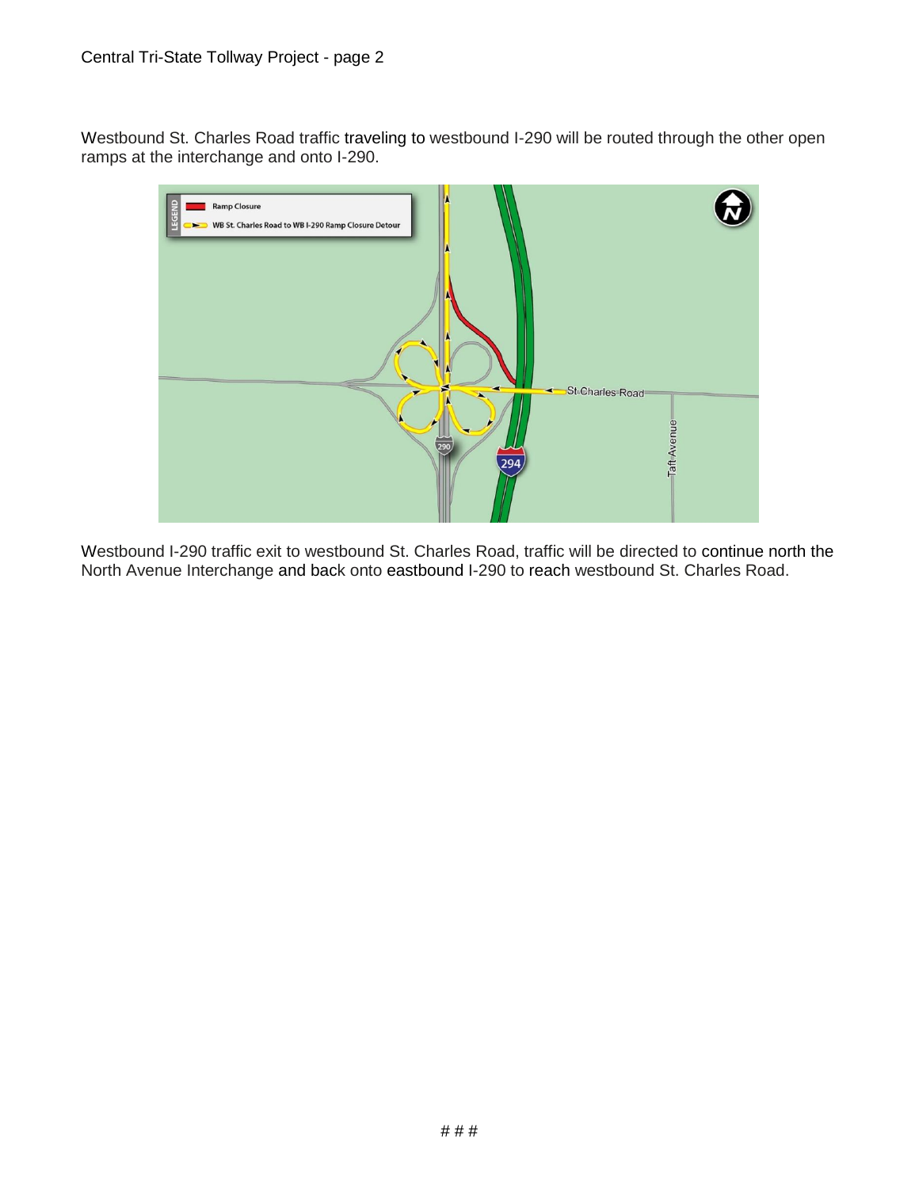Westbound St. Charles Road traffic traveling to westbound I-290 will be routed through the other open ramps at the interchange and onto I-290.

Westbound I-290 traffic exit to westbound St. Charles Road, traffic will be directed to continue north the North Avenue Interchange and back onto eastbound I-290 to reach westbound St. Charles Road.

# # #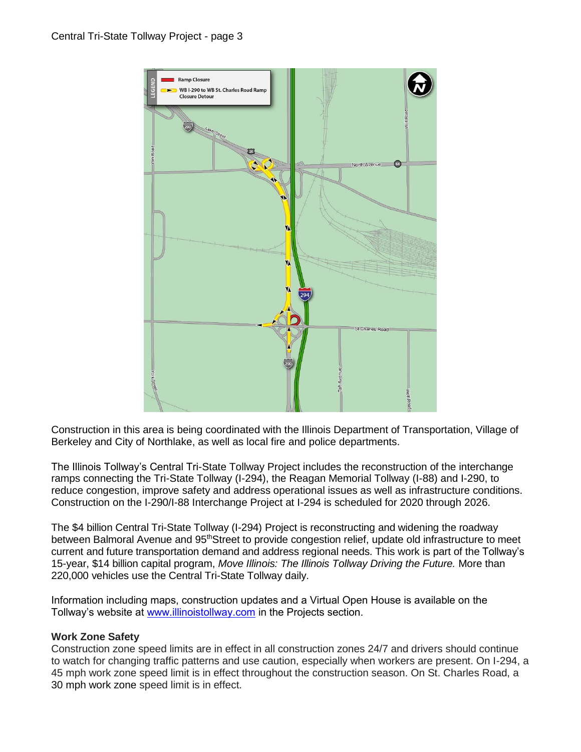Construction in this area is being coordinated with the Illinois Department of Transportation, Village of Berkeley and City of Northlake, as well as local fire and police departments.

The Illinois Tollway's Central Tri-State Tollway Project includes the reconstruction of the interchange ramps connecting the Tri-State Tollway (I-294), the Reagan Memorial Tollway (I-88) and I-290, to reduce congestion, improve safety and address operational issues as well as infrastructure conditions. Construction on the I-290/I-88 Interchange Project at I-294 is scheduled for 2020 through 2026.

The $4 billion Central Tri-State Tollway (I-294) Project is reconstructing and widening the roadway between Balmoral Avenue and 95th Street to provide congestion relief, update old infrastructure to meet current and future transportation demand and address regional needs. This work is part of the Tollway's 15-year, $14 billion capital program, *Move Illinois: The Illinois Tollway Driving the Future.* More than 220,000 vehicles use the Central Tri-State Tollway daily.

Information including maps, construction updates and a Virtual Open House is available on the Tollway's website at www.illinoistollway.com in the Projects section.

**Work Zone Safety**

Construction zone speed limits are in effect in all construction zones 24/7 and drivers should continue to watch for changing traffic patterns and use caution, especially when workers are present. On I-294, a 45 mph work zone speed limit is in effect throughout the construction season. On St. Charles Road, a 30 mph work zone speed limit is in effect.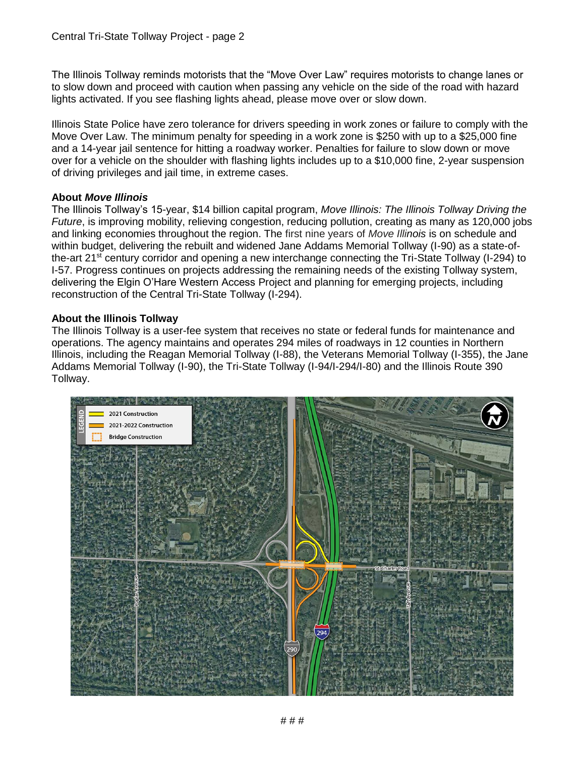The Illinois Tollway reminds motorists that the “Move Over Law” requires motorists to change lanes or to slow down and proceed with caution when passing any vehicle on the side of the road with hazard lights activated. If you see flashing lights ahead, please move over or slow down.

Illinois State Police have zero tolerance for drivers speeding in work zones or failure to comply with the Move Over Law. The minimum penalty for speeding in a work zone is $250 with up to a $25,000 fine and a 14-year jail sentence for hitting a roadway worker. Penalties for failure to slow down or move over for a vehicle on the shoulder with flashing lights includes up to a $10,000 fine, 2-year suspension of driving privileges and jail time, in extreme cases.

**About *Move Illinois***

The Illinois Tollway’s 15-year, $14 billion capital program, *Move Illinois: The Illinois Tollway Driving the Future*, is improving mobility, relieving congestion, reducing pollution, creating as many as 120,000 jobs and linking economies throughout the region. The first nine years of *Move Illinois* is on schedule and within budget, delivering the rebuilt and widened Jane Addams Memorial Tollway (I-90) as a state-of-the-art 21st century corridor and opening a new interchange connecting the Tri-State Tollway (I-294) to I-57. Progress continues on projects addressing the remaining needs of the existing Tollway system, delivering the Elgin O’Hare Western Access Project and planning for emerging projects, including reconstruction of the Central Tri-State Tollway (I-294).

**About the Illinois Tollway**

The Illinois Tollway is a user-fee system that receives no state or federal funds for maintenance and operations. The agency maintains and operates 294 miles of roadways in 12 counties in Northern Illinois, including the Reagan Memorial Tollway (I-88), the Veterans Memorial Tollway (I-355), the Jane Addams Memorial Tollway (I-90), the Tri-State Tollway (I-94/I-294/I-80) and the Illinois Route 390 Tollway.

LEGEND
2021 Construction
2021-2022 Construction
Bridge Construction

St. Charles Road
Poplar Avenue
Taft Avenue
294
290

# # #